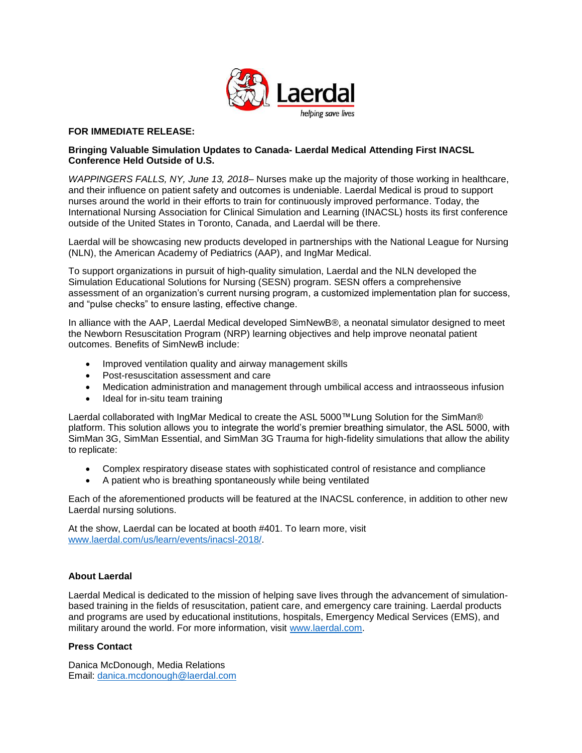Laerdal
helping save lives

**FOR IMMEDIATE RELEASE:**

**Bringing Valuable Simulation Updates to Canada- Laerdal Medical Attending First INACSL Conference Held Outside of U.S.**

*WAPPINGERS FALLS, NY, June 13, 2018*– Nurses make up the majority of those working in healthcare, and their influence on patient safety and outcomes is undeniable. Laerdal Medical is proud to support nurses around the world in their efforts to train for continuously improved performance. Today, the International Nursing Association for Clinical Simulation and Learning (INACSL) hosts its first conference outside of the United States in Toronto, Canada, and Laerdal will be there.

Laerdal will be showcasing new products developed in partnerships with the National League for Nursing (NLN), the American Academy of Pediatrics (AAP), and IngMar Medical.

To support organizations in pursuit of high-quality simulation, Laerdal and the NLN developed the Simulation Educational Solutions for Nursing (SESN) program. SESN offers a comprehensive assessment of an organization's current nursing program, a customized implementation plan for success, and "pulse checks" to ensure lasting, effective change.

In alliance with the AAP, Laerdal Medical developed SimNewB®, a neonatal simulator designed to meet the Newborn Resuscitation Program (NRP) learning objectives and help improve neonatal patient outcomes. Benefits of SimNewB include:

- Improved ventilation quality and airway management skills
- Post-resuscitation assessment and care
- Medication administration and management through umbilical access and intraosseous infusion
- Ideal for in-situ team training

Laerdal collaborated with IngMar Medical to create the ASL 5000™Lung Solution for the SimMan® platform. This solution allows you to integrate the world's premier breathing simulator, the ASL 5000, with SimMan 3G, SimMan Essential, and SimMan 3G Trauma for high-fidelity simulations that allow the ability to replicate:

- Complex respiratory disease states with sophisticated control of resistance and compliance
- A patient who is breathing spontaneously while being ventilated

Each of the aforementioned products will be featured at the INACSL conference, in addition to other new Laerdal nursing solutions.

At the show, Laerdal can be located at booth #401. To learn more, visit www.laerdal.com/us/learn/events/inacsl-2018/.

**About Laerdal**

Laerdal Medical is dedicated to the mission of helping save lives through the advancement of simulation-based training in the fields of resuscitation, patient care, and emergency care training. Laerdal products and programs are used by educational institutions, hospitals, Emergency Medical Services (EMS), and military around the world. For more information, visit www.laerdal.com.

**Press Contact**

Danica McDonough, Media Relations
Email: danica.mcdonough@laerdal.com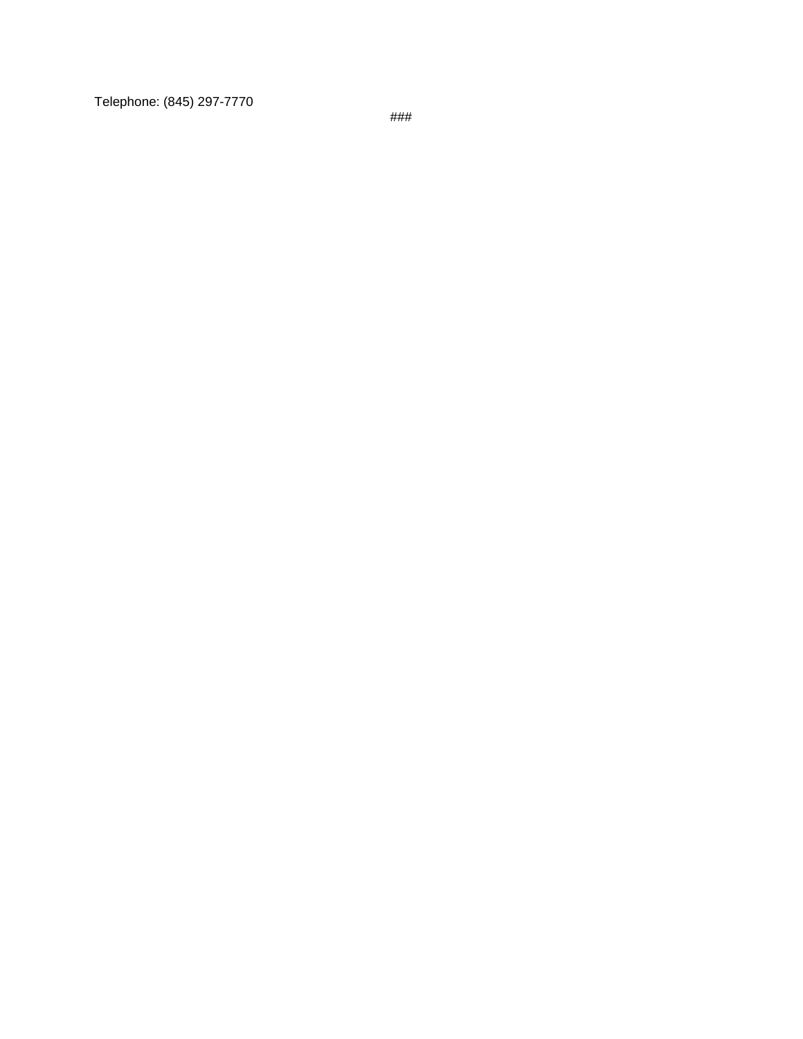Telephone: (845) 297-7770

###